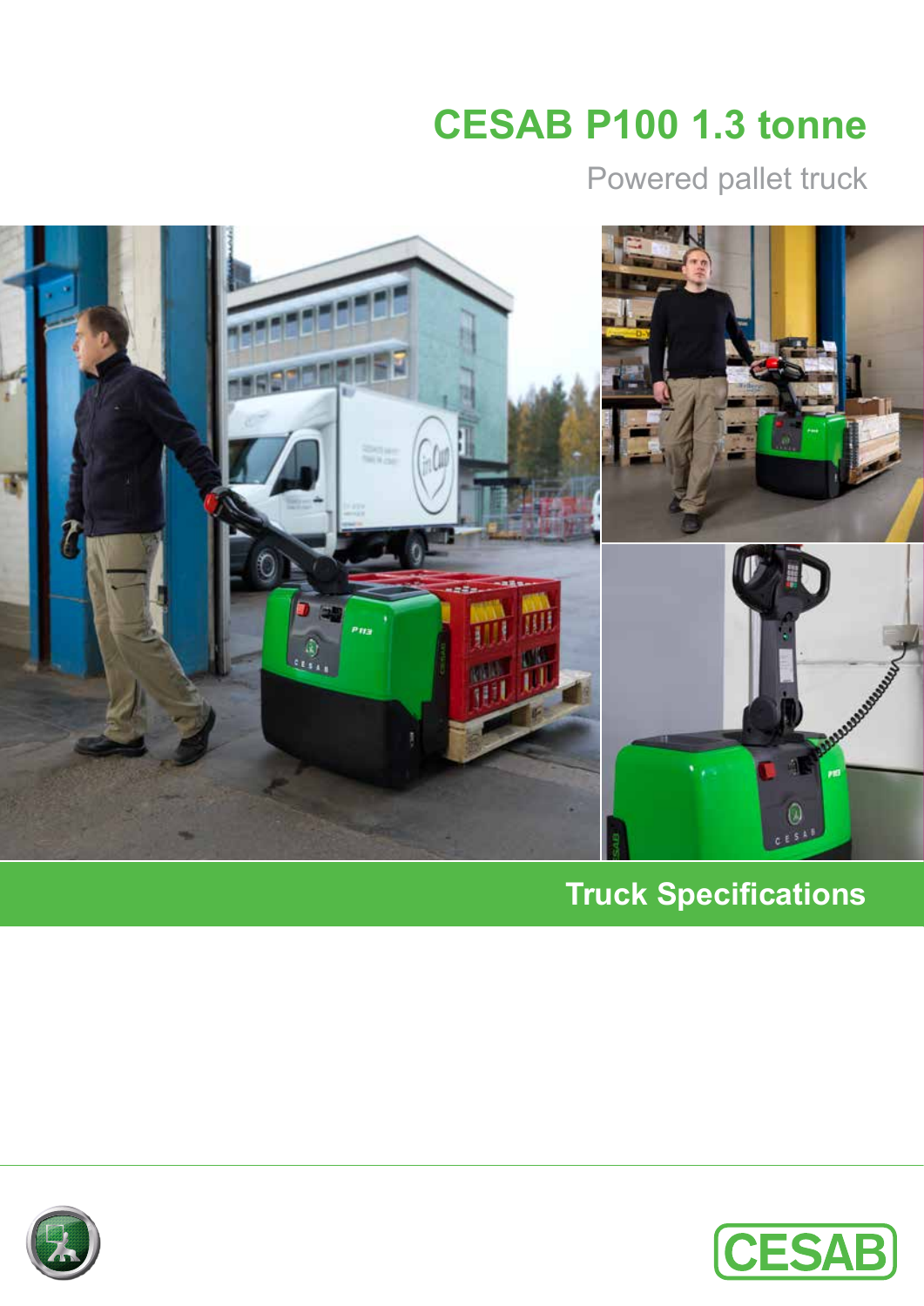# CESAB P100 1.3 tonne

Powered pallet truck

## Truck Specifications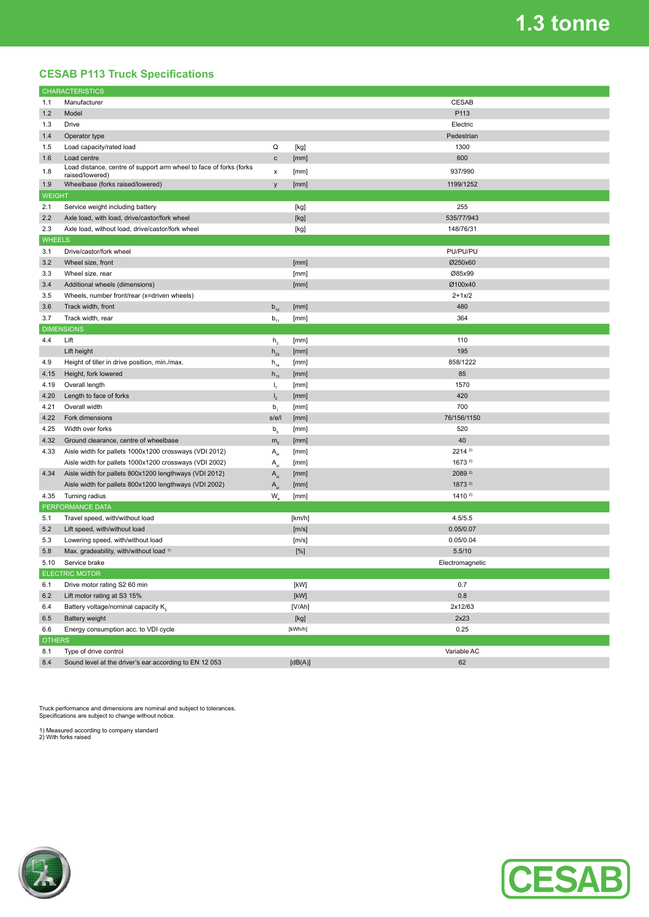# 1.3 tonne

## CESAB P113 Truck Specifications

| | | | | |
|---|---|---|---|---|
| **CHARACTERISTICS** | | | | |
| 1.1 | Manufacturer | | | CESAB |
| 1.2 | Model | | | P113 |
| 1.3 | Drive | | | Electric |
| 1.4 | Operator type | | | Pedestrian |
| 1.5 | Load capacity/rated load | Q | [kg] | 1300 |
| 1.6 | Load centre | c | [mm] | 600 |
| 1.8 | Load distance, centre of support arm wheel to face of forks (forks raised/lowered) | x | [mm] | 937/990 |
| 1.9 | Wheelbase (forks raised/lowered) | y | [mm] | 1199/1252 |
| **WEIGHT** | | | | |
| 2.1 | Service weight including battery | | [kg] | 255 |
| 2.2 | Axle load, with load, drive/castor/fork wheel | | [kg] | 535/77/943 |
| 2.3 | Axle load, without load, drive/castor/fork wheel | | [kg] | 148/76/31 |
| **WHEELS** | | | | |
| 3.1 | Drive/castor/fork wheel | | | PU/PU/PU |
| 3.2 | Wheel size, front | | [mm] | Ø250x60 |
| 3.3 | Wheel size, rear | | [mm] | Ø85x99 |
| 3.4 | Additional wheels (dimensions) | | [mm] | Ø100x40 |
| 3.5 | Wheels, number front/rear (x=driven wheels) | | | 2+1x/2 |
| 3.6 | Track width, front | $b_{10}$ | [mm] | 480 |
| 3.7 | Track width, rear | $b_{11}$ | [mm] | 364 |
| **DIMENSIONS** | | | | |
| 4.4 | Lift | $h_3$ | [mm] | 110 |
| | Lift height | $h_{23}$ | [mm] | 195 |
| 4.9 | Height of tiller in drive position, min./max. | $h_{14}$ | [mm] | 858/1222 |
| 4.15 | Height, fork lowered | $h_{13}$ | [mm] | 85 |
| 4.19 | Overall length | $l_1$ | [mm] | 1570 |
| 4.20 | Length to face of forks | $l_2$ | [mm] | 420 |
| 4.21 | Overall width | $b_1$ | [mm] | 700 |
| 4.22 | Fork dimensions | s/e/l | [mm] | 76/156/1150 |
| 4.25 | Width over forks | $b_5$ | [mm] | 520 |
| 4.32 | Ground clearance, centre of wheelbase | $m_2$ | [mm] | 40 |
| 4.33 | Aisle width for pallets 1000x1200 crossways (VDI 2012) | $A_{st}$ | [mm] | 2214 [2] |
| | Aisle width for pallets 1000x1200 crossways (VDI 2002) | $A_{st}$ | [mm] | 1673 [2] |
| 4.34 | Aisle width for pallets 800x1200 lengthways (VDI 2012) | $A_{st}$ | [mm] | 2089 [2] |
| | Aisle width for pallets 800x1200 lengthways (VDI 2002) | $A_{st}$ | [mm] | 1873 [2] |
| 4.35 | Turning radius | $W_a$ | [mm] | 1410 [2] |
| **PERFORMANCE DATA** | | | | |
| 5.1 | Travel speed, with/without load | | [km/h] | 4.5/5.5 |
| 5.2 | Lift speed, with/without load | | [m/s] | 0.05/0.07 |
| 5.3 | Lowering speed, with/without load | | [m/s] | 0.05/0.04 |
| 5.8 | Max. gradeability, with/without load [1] | | [%] | 5.5/10 |
| 5.10 | Service brake | | | Electromagnetic |
| **ELECTRIC MOTOR** | | | | |
| 6.1 | Drive motor rating S2 60 min | | [kW] | 0.7 |
| 6.2 | Lift motor rating at S3 15% | | [kW] | 0.8 |
| 6.4 | Battery voltage/nominal capacity $K_5$ | | [V/Ah] | 2x12/63 |
| 6.5 | Battery weight | | [kg] | 2x23 |
| 6.6 | Energy consumption acc. to VDI cycle | | [kWh/h] | 0.25 |
| **OTHERS** | | | | |
| 8.1 | Type of drive control | | | Variable AC |
| 8.4 | Sound level at the driver's ear according to EN 12 053 | | [dB(A)] | 62 |

Truck performance and dimensions are nominal and subject to tolerances.
Specifications are subject to change without notice.

1) Measured according to company standard
2) With forks raised

CESAB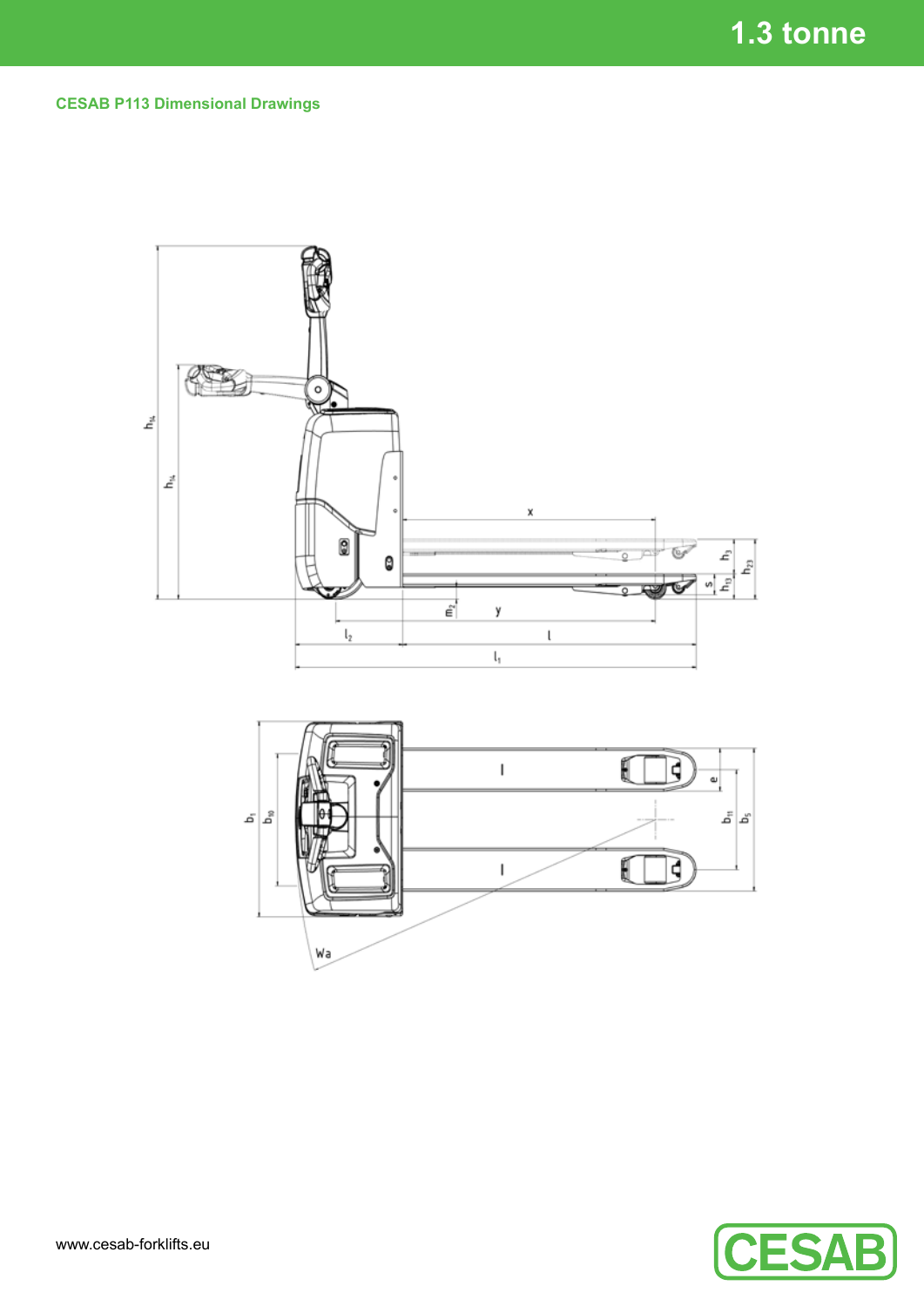## CESAB P113 Dimensional Drawings

$h_{14}$
$h_{14}$
x
$h_3$
$h_{23}$
s
$h_{13}$
$m_2$
y
$l_2$
l
$l_1$

$b_1$
$b_{10}$
l
l
e
$b_{11}$
$b_5$
Wa

www.cesab-forklifts.eu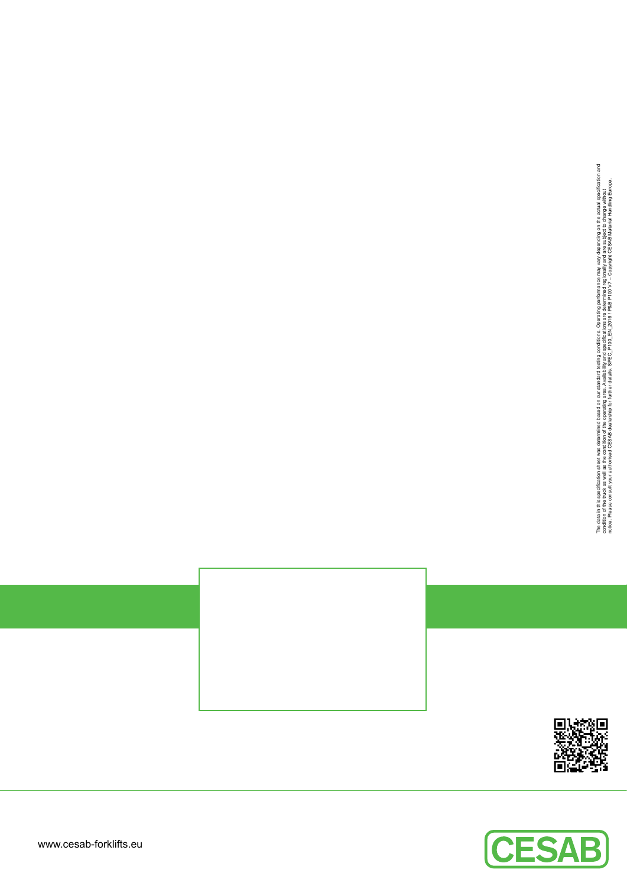The data in this specification sheet was determined based on our standard testing conditions. Operating performance may vary depending on the actual specification and condition of the truck as well as the condition of the operating area. Availability and specifications are determined regionally and are subject to change without notice. Please consult your authorised CESAB dealership for further details. SPEC_P100_EN_2016 / P&B P100 V7 - Copyright CESAB Material Handling Europe.

www.cesab-forklifts.eu

CESAB